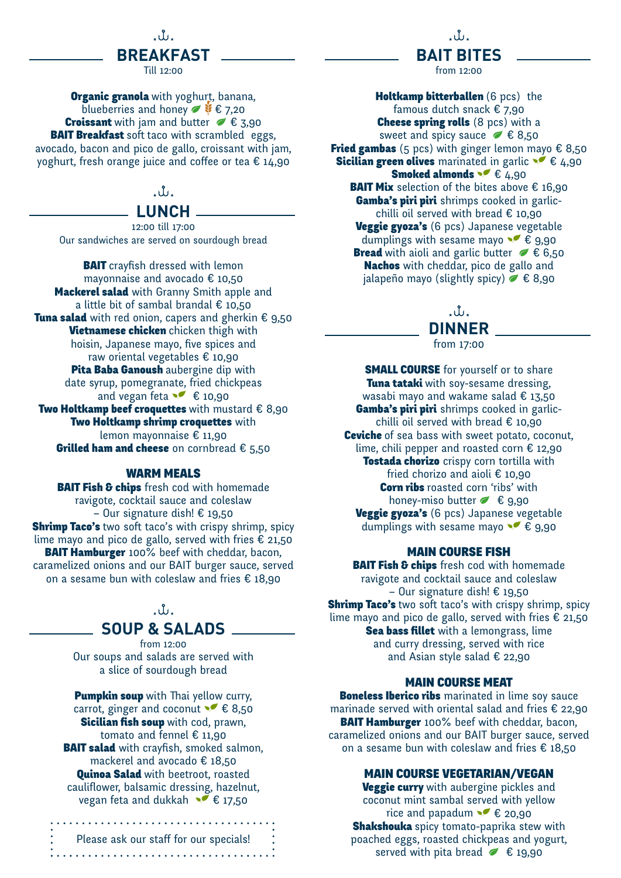## BREAKFAST

Till 12:00

**Organic granola** with yoghurt, banana, blueberries and honey € 7,20
**Croissant** with jam and butter € 3,90
**BAIT Breakfast** soft taco with scrambled eggs, avocado, bacon and pico de gallo, croissant with jam, yoghurt, fresh orange juice and coffee or tea € 14,90

## LUNCH

12:00 till 17:00
Our sandwiches are served on sourdough bread

**BAIT** crayfish dressed with lemon mayonnaise and avocado € 10,50
**Mackerel salad** with Granny Smith apple and a little bit of sambal brandal € 10,50
**Tuna salad** with red onion, capers and gherkin € 9,50
**Vietnamese chicken** chicken thigh with hoisin, Japanese mayo, five spices and raw oriental vegetables € 10,90
**Pita Baba Ganoush** aubergine dip with date syrup, pomegranate, fried chickpeas and vegan feta € 10,90
**Two Holtkamp beef croquettes** with mustard € 8,90
**Two Holtkamp shrimp croquettes** with lemon mayonnaise € 11,90
**Grilled ham and cheese** on cornbread € 5,50

### WARM MEALS

**BAIT Fish & chips** fresh cod with homemade ravigote, cocktail sauce and coleslaw – Our signature dish! € 19,50
**Shrimp Taco's** two soft taco's with crispy shrimp, spicy lime mayo and pico de gallo, served with fries € 21,50
**BAIT Hamburger** 100% beef with cheddar, bacon, caramelized onions and our BAIT burger sauce, served on a sesame bun with coleslaw and fries € 18,90

## SOUP & SALADS

from 12:00
Our soups and salads are served with a slice of sourdough bread

**Pumpkin soup** with Thai yellow curry, carrot, ginger and coconut € 8,50
**Sicilian fish soup** with cod, prawn, tomato and fennel € 11,90
**BAIT salad** with crayfish, smoked salmon, mackerel and avocado € 18,50
**Quinoa Salad** with beetroot, roasted cauliflower, balsamic dressing, hazelnut, vegan feta and dukkah € 17,50

Please ask our staff for our specials!

## BAIT BITES

from 12:00

**Holtkamp bitterballen** (6 pcs) the famous dutch snack € 7,90
**Cheese spring rolls** (8 pcs) with a sweet and spicy sauce € 8,50
**Fried gambas** (5 pcs) with ginger lemon mayo € 8,50
**Sicilian green olives** marinated in garlic € 4,90
**Smoked almonds** € 4,90
**BAIT Mix** selection of the bites above € 16,90
**Gamba's piri piri** shrimps cooked in garlic-chilli oil served with bread € 10,90
**Veggie gyoza's** (6 pcs) Japanese vegetable dumplings with sesame mayo € 9,90
**Bread** with aioli and garlic butter € 6,50
**Nachos** with cheddar, pico de gallo and jalapeño mayo (slightly spicy) € 8,90

## DINNER

from 17:00

**SMALL COURSE** for yourself or to share
**Tuna tataki** with soy-sesame dressing, wasabi mayo and wakame salad € 13,50
**Gamba's piri piri** shrimps cooked in garlic-chilli oil served with bread € 10,90
**Ceviche** of sea bass with sweet potato, coconut, lime, chili pepper and roasted corn € 12,90
**Tostada chorizo** crispy corn tortilla with fried chorizo and aioli € 10,90
**Corn ribs** roasted corn 'ribs' with honey-miso butter € 9,90
**Veggie gyoza's** (6 pcs) Japanese vegetable dumplings with sesame mayo € 9,90

### MAIN COURSE FISH

**BAIT Fish & chips** fresh cod with homemade ravigote and cocktail sauce and coleslaw – Our signature dish! € 19,50
**Shrimp Taco's** two soft taco's with crispy shrimp, spicy lime mayo and pico de gallo, served with fries € 21,50
**Sea bass fillet** with a lemongrass, lime and curry dressing, served with rice and Asian style salad € 22,90

### MAIN COURSE MEAT

**Boneless Iberico ribs** marinated in lime soy sauce marinade served with oriental salad and fries € 22,90
**BAIT Hamburger** 100% beef with cheddar, bacon, caramelized onions and our BAIT burger sauce, served on a sesame bun with coleslaw and fries € 18,50

### MAIN COURSE VEGETARIAN/VEGAN

**Veggie curry** with aubergine pickles and coconut mint sambal served with yellow rice and papadum € 20,90
**Shakshouka** spicy tomato-paprika stew with poached eggs, roasted chickpeas and yogurt, served with pita bread € 19,90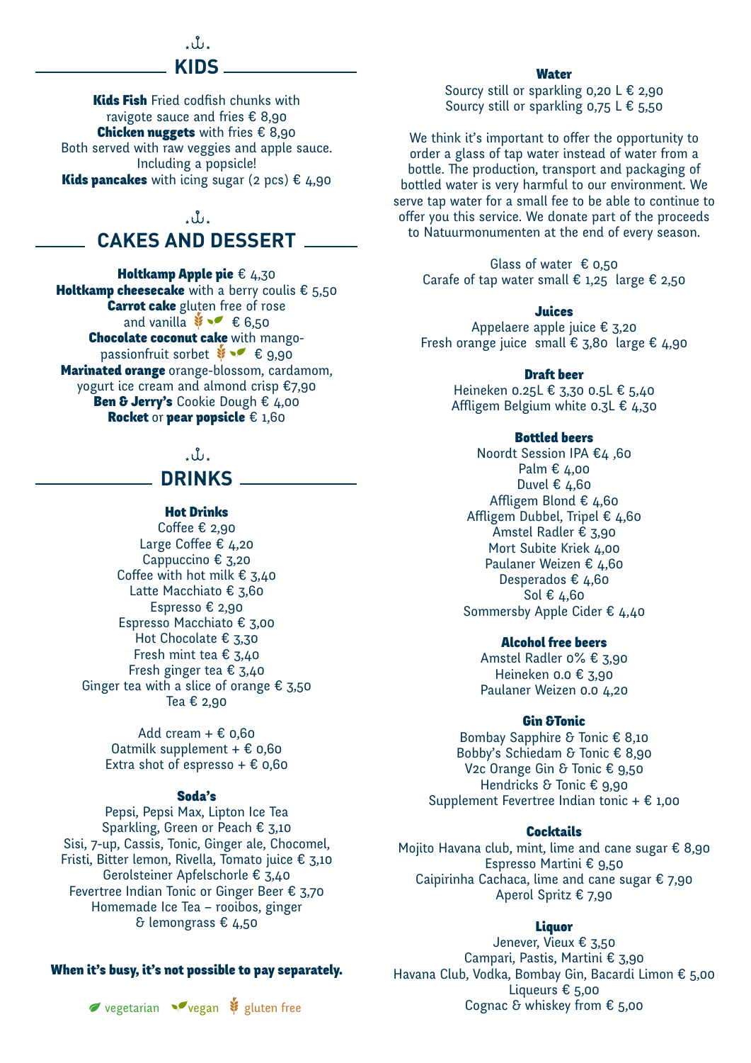## KIDS

**Kids Fish** Fried codfish chunks with ravigote sauce and fries € 8,90
**Chicken nuggets** with fries € 8,90
Both served with raw veggies and apple sauce.
Including a popsicle!
**Kids pancakes** with icing sugar (2 pcs) € 4,90

## CAKES AND DESSERT

**Holtkamp Apple pie** € 4,30
**Holtkamp cheesecake** with a berry coulis € 5,50
**Carrot cake** gluten free of rose and vanilla (gluten free, vegan) € 6,50
**Chocolate coconut cake** with mango-passionfruit sorbet (gluten free, vegan) € 9,90
**Marinated orange** orange-blossom, cardamom, yogurt ice cream and almond crisp €7,90
**Ben & Jerry's** Cookie Dough € 4,00
**Rocket** or **pear popsicle** € 1,60

## DRINKS

### Hot Drinks

Coffee € 2,90
Large Coffee € 4,20
Cappuccino € 3,20
Coffee with hot milk € 3,40
Latte Macchiato € 3,60
Espresso € 2,90
Espresso Macchiato € 3,00
Hot Chocolate € 3,30
Fresh mint tea € 3,40
Fresh ginger tea € 3,40
Ginger tea with a slice of orange € 3,50
Tea € 2,90

Add cream + € 0,60
Oatmilk supplement + € 0,60
Extra shot of espresso + € 0,60

### Soda's

Pepsi, Pepsi Max, Lipton Ice Tea Sparkling, Green or Peach € 3,10
Sisi, 7-up, Cassis, Tonic, Ginger ale, Chocomel, Fristi, Bitter lemon, Rivella, Tomato juice € 3,10
Gerolsteiner Apfelschorle € 3,40
Fevertree Indian Tonic or Ginger Beer € 3,70
Homemade Ice Tea – rooibos, ginger & lemongrass € 4,50

**When it's busy, it's not possible to pay separately.**

vegetarian · vegan · gluten free

### Water

Sourcy still or sparkling 0,20 L € 2,90
Sourcy still or sparkling 0,75 L € 5,50

We think it's important to offer the opportunity to order a glass of tap water instead of water from a bottle. The production, transport and packaging of bottled water is very harmful to our environment. We serve tap water for a small fee to be able to continue to offer you this service. We donate part of the proceeds to Natuurmonumenten at the end of every season.

Glass of water € 0,50
Carafe of tap water small € 1,25 large € 2,50

### Juices

Appelaere apple juice € 3,20
Fresh orange juice small € 3,80 large € 4,90

### Draft beer

Heineken 0.25L € 3,30 0.5L € 5,40
Affligem Belgium white 0.3L € 4,30

### Bottled beers

Noordt Session IPA €4 ,60
Palm € 4,00
Duvel € 4,60
Affligem Blond € 4,60
Affligem Dubbel, Tripel € 4,60
Amstel Radler € 3,90
Mort Subite Kriek 4,00
Paulaner Weizen € 4,60
Desperados € 4,60
Sol € 4,60
Sommersby Apple Cider € 4,40

### Alcohol free beers

Amstel Radler 0% € 3,90
Heineken 0.0 € 3,90
Paulaner Weizen 0.0 4,20

### Gin &Tonic

Bombay Sapphire & Tonic € 8,10
Bobby's Schiedam & Tonic € 8,90
V2c Orange Gin & Tonic € 9,50
Hendricks & Tonic € 9,90
Supplement Fevertree Indian tonic + € 1,00

### Cocktails

Mojito Havana club, mint, lime and cane sugar € 8,90
Espresso Martini € 9,50
Caipirinha Cachaca, lime and cane sugar € 7,90
Aperol Spritz € 7,90

### Liquor

Jenever, Vieux € 3,50
Campari, Pastis, Martini € 3,90
Havana Club, Vodka, Bombay Gin, Bacardi Limon € 5,00
Liqueurs € 5,00
Cognac & whiskey from € 5,00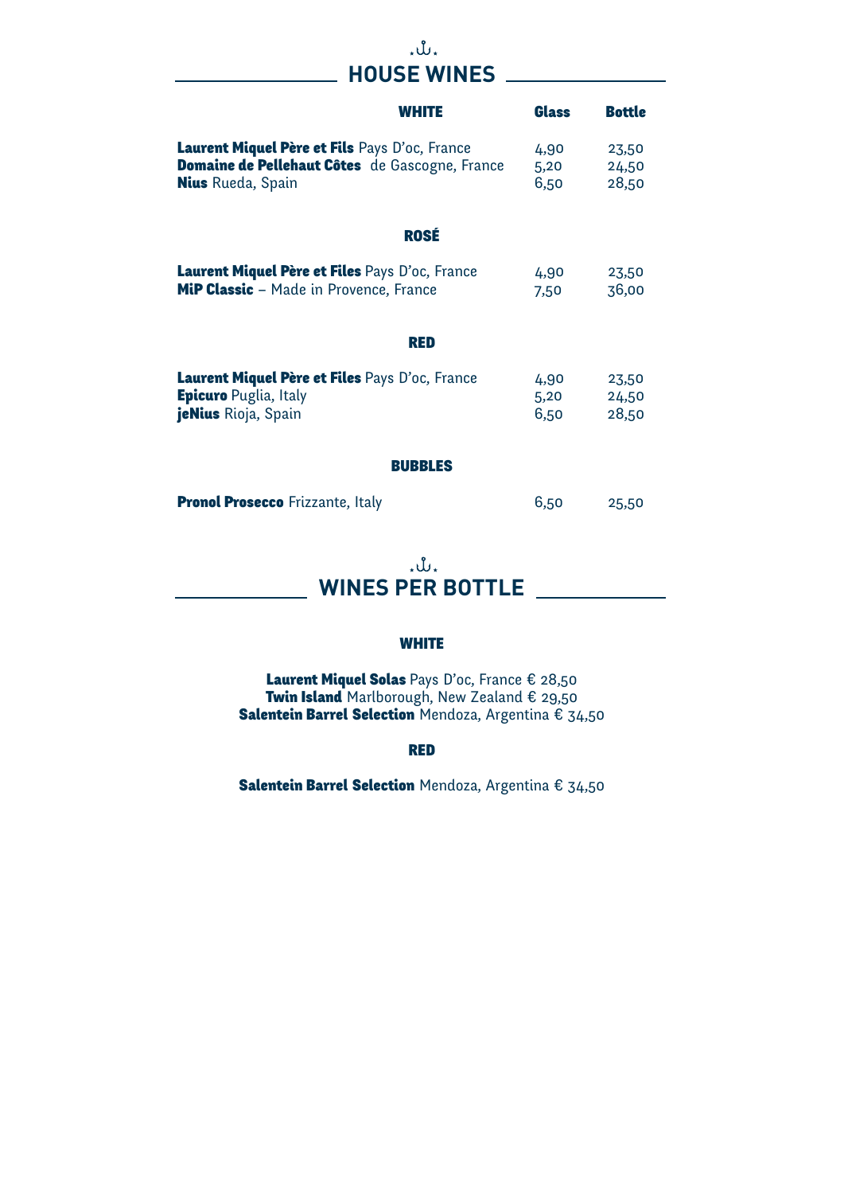## HOUSE WINES

| WHITE | Glass | Bottle |
| --- | --- | --- |
| **Laurent Miquel Père et Fils** Pays D'oc, France | 4,90 | 23,50 |
| **Domaine de Pellehaut Côtes** de Gascogne, France | 5,20 | 24,50 |
| **Nius** Rueda, Spain | 6,50 | 28,50 |

| ROSÉ | | |
| --- | --- | --- |
| **Laurent Miquel Père et Files** Pays D'oc, France | 4,90 | 23,50 |
| **MiP Classic** – Made in Provence, France | 7,50 | 36,00 |

| RED | | |
| --- | --- | --- |
| **Laurent Miquel Père et Files** Pays D'oc, France | 4,90 | 23,50 |
| **Epicuro** Puglia, Italy | 5,20 | 24,50 |
| **jeNius** Rioja, Spain | 6,50 | 28,50 |

| BUBBLES | | |
| --- | --- | --- |
| **Pronol Prosecco** Frizzante, Italy | 6,50 | 25,50 |

## WINES PER BOTTLE

### WHITE

**Laurent Miquel Solas** Pays D'oc, France € 28,50
**Twin Island** Marlborough, New Zealand € 29,50
**Salentein Barrel Selection** Mendoza, Argentina € 34,50

### RED

**Salentein Barrel Selection** Mendoza, Argentina € 34,50